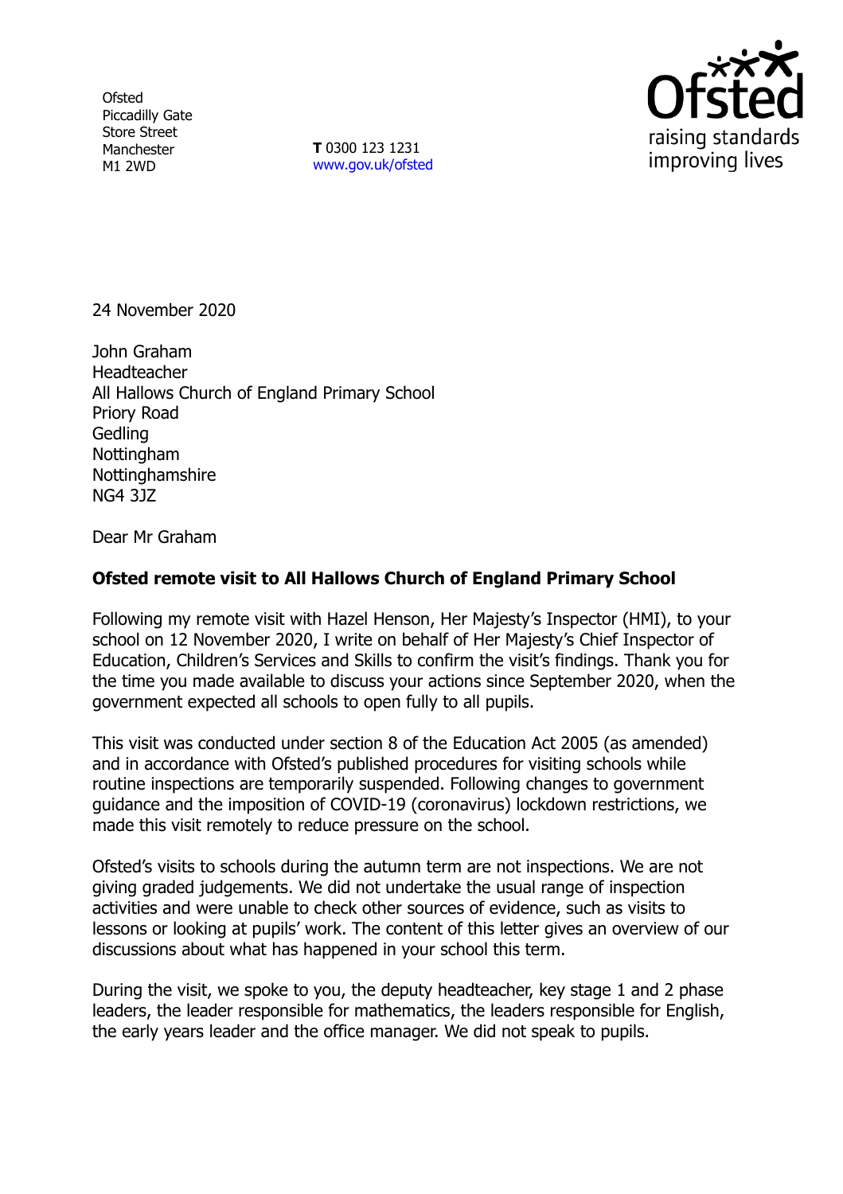Ofsted
Piccadilly Gate
Store Street
Manchester
M1 2WD

**T** 0300 123 1231
www.gov.uk/ofsted

24 November 2020

John Graham
Headteacher
All Hallows Church of England Primary School
Priory Road
Gedling
Nottingham
Nottinghamshire
NG4 3JZ

Dear Mr Graham

**Ofsted remote visit to All Hallows Church of England Primary School**

Following my remote visit with Hazel Henson, Her Majesty's Inspector (HMI), to your school on 12 November 2020, I write on behalf of Her Majesty's Chief Inspector of Education, Children's Services and Skills to confirm the visit's findings. Thank you for the time you made available to discuss your actions since September 2020, when the government expected all schools to open fully to all pupils.

This visit was conducted under section 8 of the Education Act 2005 (as amended) and in accordance with Ofsted's published procedures for visiting schools while routine inspections are temporarily suspended. Following changes to government guidance and the imposition of COVID-19 (coronavirus) lockdown restrictions, we made this visit remotely to reduce pressure on the school.

Ofsted's visits to schools during the autumn term are not inspections. We are not giving graded judgements. We did not undertake the usual range of inspection activities and were unable to check other sources of evidence, such as visits to lessons or looking at pupils' work. The content of this letter gives an overview of our discussions about what has happened in your school this term.

During the visit, we spoke to you, the deputy headteacher, key stage 1 and 2 phase leaders, the leader responsible for mathematics, the leaders responsible for English, the early years leader and the office manager. We did not speak to pupils.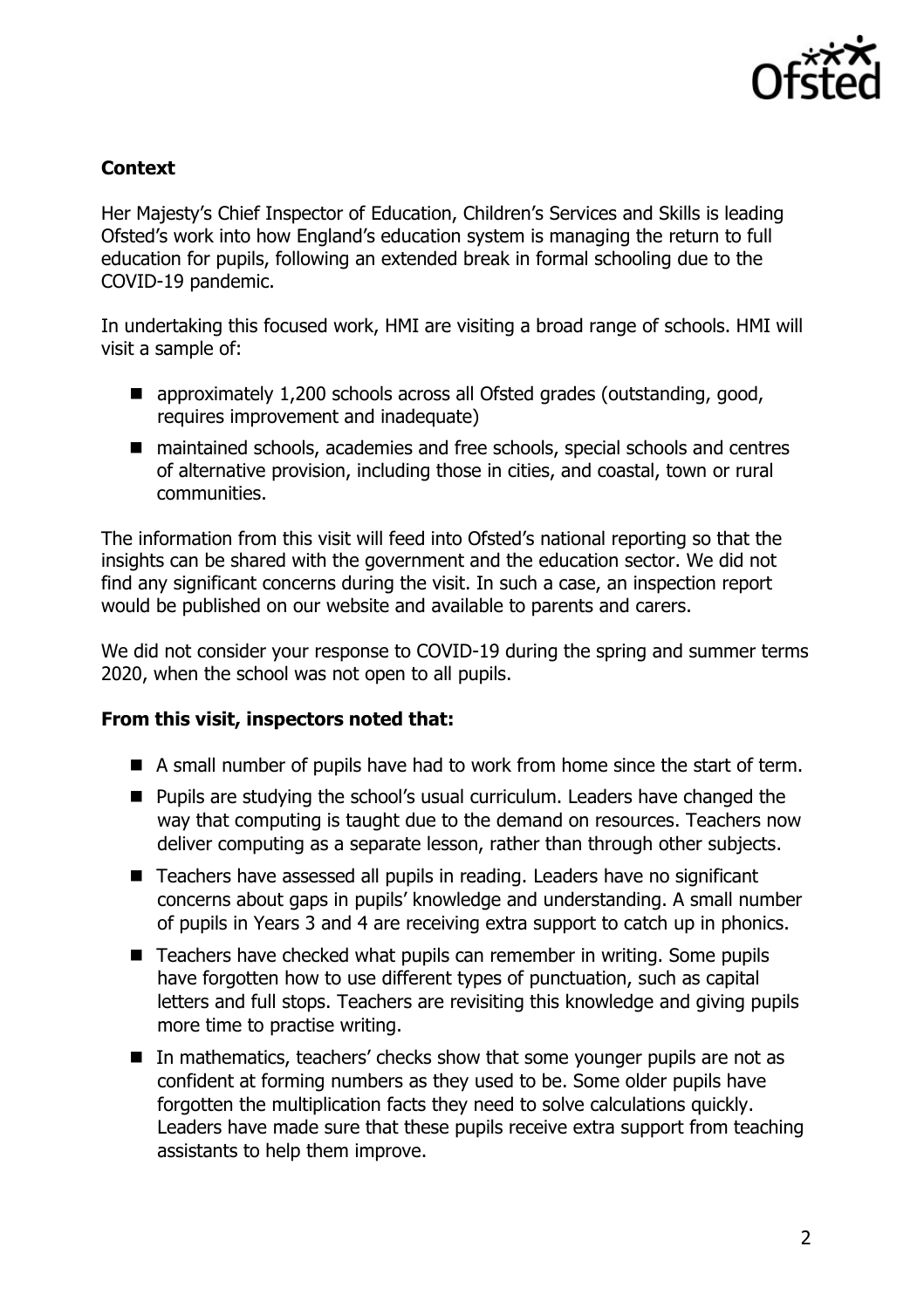## Context

Her Majesty's Chief Inspector of Education, Children's Services and Skills is leading Ofsted's work into how England's education system is managing the return to full education for pupils, following an extended break in formal schooling due to the COVID-19 pandemic.

In undertaking this focused work, HMI are visiting a broad range of schools. HMI will visit a sample of:

- approximately 1,200 schools across all Ofsted grades (outstanding, good, requires improvement and inadequate)
- maintained schools, academies and free schools, special schools and centres of alternative provision, including those in cities, and coastal, town or rural communities.

The information from this visit will feed into Ofsted's national reporting so that the insights can be shared with the government and the education sector. We did not find any significant concerns during the visit. In such a case, an inspection report would be published on our website and available to parents and carers.

We did not consider your response to COVID-19 during the spring and summer terms 2020, when the school was not open to all pupils.

## From this visit, inspectors noted that:

- A small number of pupils have had to work from home since the start of term.
- Pupils are studying the school's usual curriculum. Leaders have changed the way that computing is taught due to the demand on resources. Teachers now deliver computing as a separate lesson, rather than through other subjects.
- Teachers have assessed all pupils in reading. Leaders have no significant concerns about gaps in pupils' knowledge and understanding. A small number of pupils in Years 3 and 4 are receiving extra support to catch up in phonics.
- Teachers have checked what pupils can remember in writing. Some pupils have forgotten how to use different types of punctuation, such as capital letters and full stops. Teachers are revisiting this knowledge and giving pupils more time to practise writing.
- In mathematics, teachers' checks show that some younger pupils are not as confident at forming numbers as they used to be. Some older pupils have forgotten the multiplication facts they need to solve calculations quickly. Leaders have made sure that these pupils receive extra support from teaching assistants to help them improve.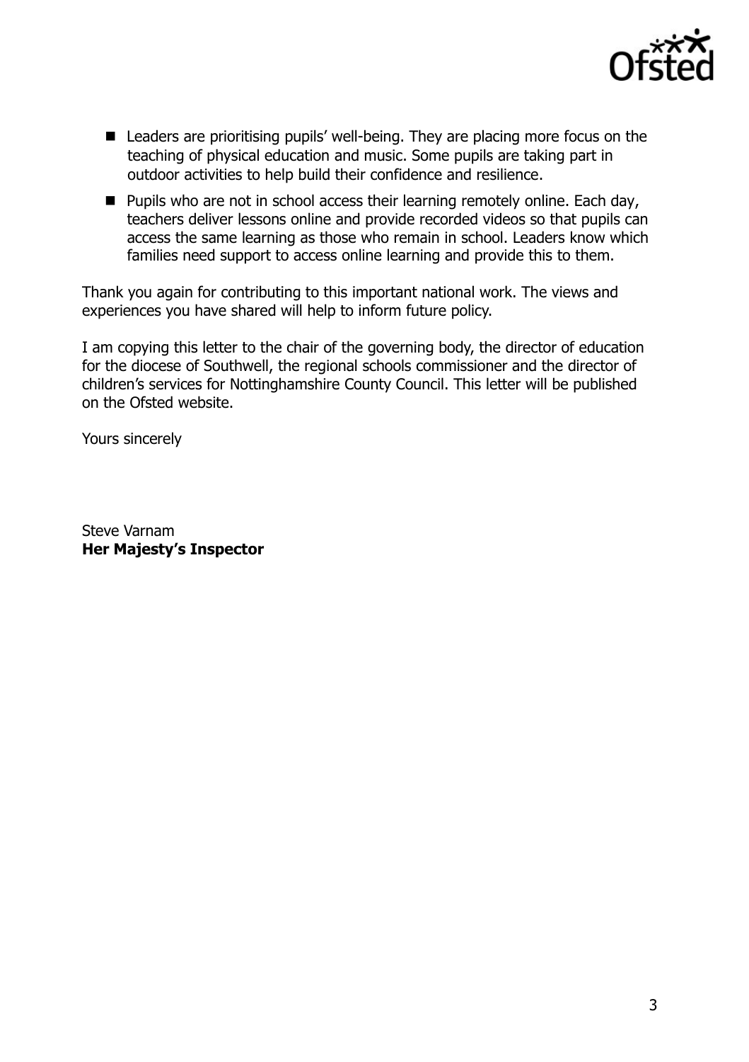- Leaders are prioritising pupils' well-being. They are placing more focus on the teaching of physical education and music. Some pupils are taking part in outdoor activities to help build their confidence and resilience.
- Pupils who are not in school access their learning remotely online. Each day, teachers deliver lessons online and provide recorded videos so that pupils can access the same learning as those who remain in school. Leaders know which families need support to access online learning and provide this to them.

Thank you again for contributing to this important national work. The views and experiences you have shared will help to inform future policy.

I am copying this letter to the chair of the governing body, the director of education for the diocese of Southwell, the regional schools commissioner and the director of children's services for Nottinghamshire County Council. This letter will be published on the Ofsted website.

Yours sincerely

Steve Varnam
**Her Majesty's Inspector**